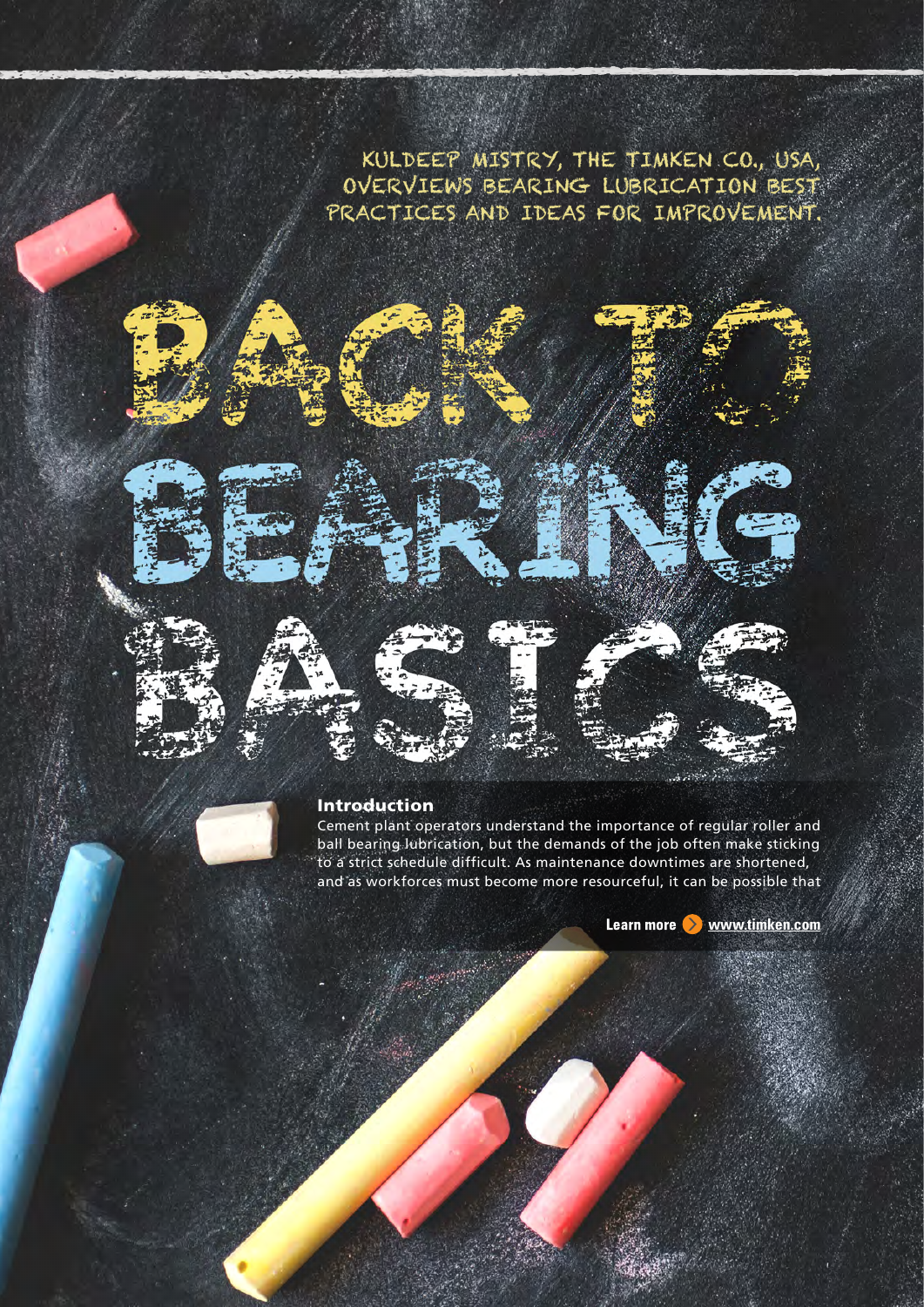# BACK TO BEARING BASICS

KULDEEP MISTRY, THE TIMKEN CO., USA, OVERVIEWS BEARING LUBRICATION BEST PRACTICES AND IDEAS FOR IMPROVEMENT.

## Introduction

Cement plant operators understand the importance of regular roller and ball bearing lubrication, but the demands of the job often make sticking to a strict schedule difficult. As maintenance downtimes are shortened, and as workforces must become more resourceful, it can be possible that

Learn more www.timken.com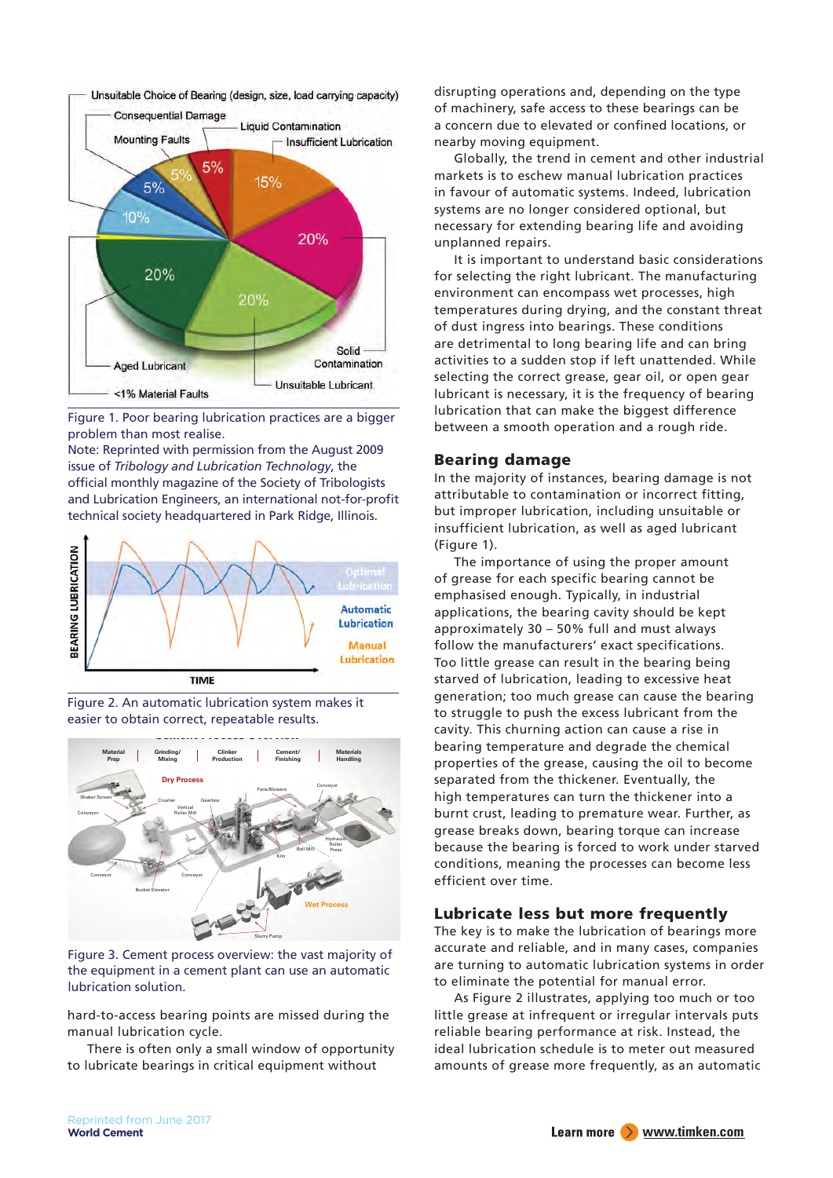Figure 1. Poor bearing lubrication practices are a bigger problem than most realise.

Note: Reprinted with permission from the August 2009 issue of *Tribology and Lubrication Technology*, the official monthly magazine of the Society of Tribologists and Lubrication Engineers, an international not-for-profit technical society headquartered in Park Ridge, Illinois.

Figure 2. An automatic lubrication system makes it easier to obtain correct, repeatable results.

Figure 3. Cement process overview: the vast majority of the equipment in a cement plant can use an automatic lubrication solution.

hard-to-access bearing points are missed during the manual lubrication cycle.

There is often only a small window of opportunity to lubricate bearings in critical equipment without disrupting operations and, depending on the type of machinery, safe access to these bearings can be a concern due to elevated or confined locations, or nearby moving equipment.

Globally, the trend in cement and other industrial markets is to eschew manual lubrication practices in favour of automatic systems. Indeed, lubrication systems are no longer considered optional, but necessary for extending bearing life and avoiding unplanned repairs.

It is important to understand basic considerations for selecting the right lubricant. The manufacturing environment can encompass wet processes, high temperatures during drying, and the constant threat of dust ingress into bearings. These conditions are detrimental to long bearing life and can bring activities to a sudden stop if left unattended. While selecting the correct grease, gear oil, or open gear lubricant is necessary, it is the frequency of bearing lubrication that can make the biggest difference between a smooth operation and a rough ride.

## Bearing damage

In the majority of instances, bearing damage is not attributable to contamination or incorrect fitting, but improper lubrication, including unsuitable or insufficient lubrication, as well as aged lubricant (Figure 1).

The importance of using the proper amount of grease for each specific bearing cannot be emphasised enough. Typically, in industrial applications, the bearing cavity should be kept approximately 30 – 50% full and must always follow the manufacturers' exact specifications. Too little grease can result in the bearing being starved of lubrication, leading to excessive heat generation; too much grease can cause the bearing to struggle to push the excess lubricant from the cavity. This churning action can cause a rise in bearing temperature and degrade the chemical properties of the grease, causing the oil to become separated from the thickener. Eventually, the high temperatures can turn the thickener into a burnt crust, leading to premature wear. Further, as grease breaks down, bearing torque can increase because the bearing is forced to work under starved conditions, meaning the processes can become less efficient over time.

## Lubricate less but more frequently

The key is to make the lubrication of bearings more accurate and reliable, and in many cases, companies are turning to automatic lubrication systems in order to eliminate the potential for manual error.

As Figure 2 illustrates, applying too much or too little grease at infrequent or irregular intervals puts reliable bearing performance at risk. Instead, the ideal lubrication schedule is to meter out measured amounts of grease more frequently, as an automatic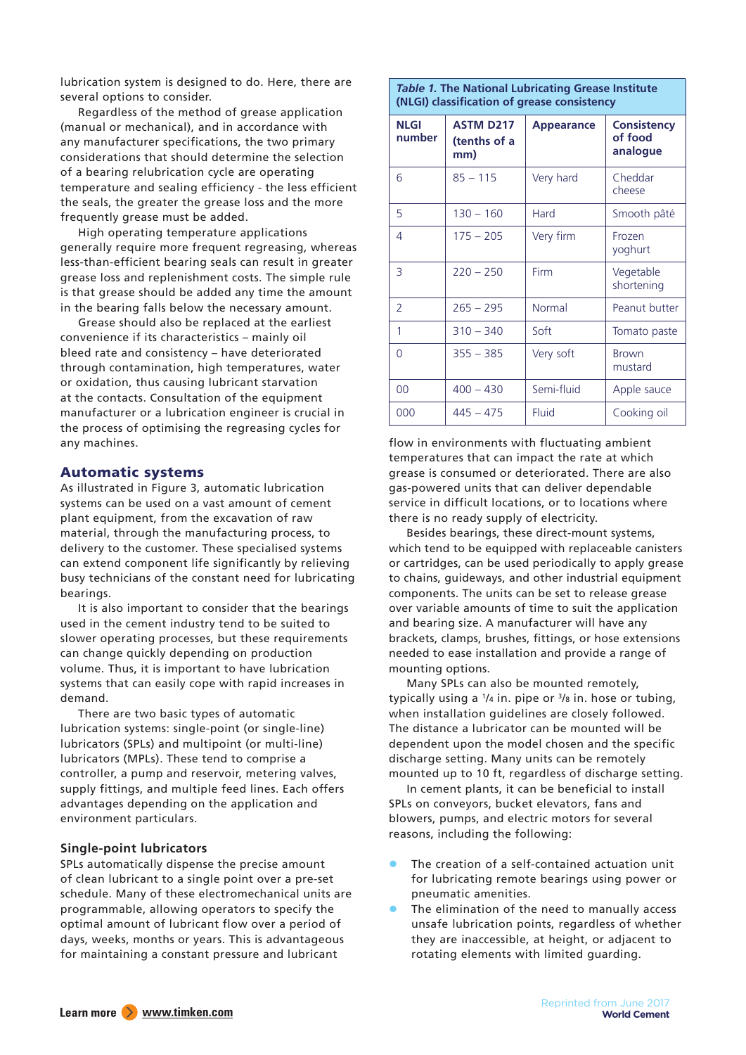lubrication system is designed to do. Here, there are several options to consider.

Regardless of the method of grease application (manual or mechanical), and in accordance with any manufacturer specifications, the two primary considerations that should determine the selection of a bearing relubrication cycle are operating temperature and sealing efficiency - the less efficient the seals, the greater the grease loss and the more frequently grease must be added.

High operating temperature applications generally require more frequent regreasing, whereas less-than-efficient bearing seals can result in greater grease loss and replenishment costs. The simple rule is that grease should be added any time the amount in the bearing falls below the necessary amount.

Grease should also be replaced at the earliest convenience if its characteristics – mainly oil bleed rate and consistency – have deteriorated through contamination, high temperatures, water or oxidation, thus causing lubricant starvation at the contacts. Consultation of the equipment manufacturer or a lubrication engineer is crucial in the process of optimising the regreasing cycles for any machines.

## Automatic systems

As illustrated in Figure 3, automatic lubrication systems can be used on a vast amount of cement plant equipment, from the excavation of raw material, through the manufacturing process, to delivery to the customer. These specialised systems can extend component life significantly by relieving busy technicians of the constant need for lubricating bearings.

It is also important to consider that the bearings used in the cement industry tend to be suited to slower operating processes, but these requirements can change quickly depending on production volume. Thus, it is important to have lubrication systems that can easily cope with rapid increases in demand.

There are two basic types of automatic lubrication systems: single-point (or single-line) lubricators (SPLs) and multipoint (or multi-line) lubricators (MPLs). These tend to comprise a controller, a pump and reservoir, metering valves, supply fittings, and multiple feed lines. Each offers advantages depending on the application and environment particulars.

### Single-point lubricators

SPLs automatically dispense the precise amount of clean lubricant to a single point over a pre-set schedule. Many of these electromechanical units are programmable, allowing operators to specify the optimal amount of lubricant flow over a period of days, weeks, months or years. This is advantageous for maintaining a constant pressure and lubricant flow in environments with fluctuating ambient temperatures that can impact the rate at which grease is consumed or deteriorated. There are also gas-powered units that can deliver dependable service in difficult locations, or to locations where there is no ready supply of electricity.

*Table 1.* **The National Lubricating Grease Institute (NLGI) classification of grease consistency**

| NLGI number | ASTM D217 (tenths of a mm) | Appearance | Consistency of food analogue |
|---|---|---|---|
| 6 | 85 – 115 | Very hard | Cheddar cheese |
| 5 | 130 – 160 | Hard | Smooth pâté |
| 4 | 175 – 205 | Very firm | Frozen yoghurt |
| 3 | 220 – 250 | Firm | Vegetable shortening |
| 2 | 265 – 295 | Normal | Peanut butter |
| 1 | 310 – 340 | Soft | Tomato paste |
| 0 | 355 – 385 | Very soft | Brown mustard |
| 00 | 400 – 430 | Semi-fluid | Apple sauce |
| 000 | 445 – 475 | Fluid | Cooking oil |

Besides bearings, these direct-mount systems, which tend to be equipped with replaceable canisters or cartridges, can be used periodically to apply grease to chains, guideways, and other industrial equipment components. The units can be set to release grease over variable amounts of time to suit the application and bearing size. A manufacturer will have any brackets, clamps, brushes, fittings, or hose extensions needed to ease installation and provide a range of mounting options.

Many SPLs can also be mounted remotely, typically using a 1/4 in. pipe or 3/8 in. hose or tubing, when installation guidelines are closely followed. The distance a lubricator can be mounted will be dependent upon the model chosen and the specific discharge setting. Many units can be remotely mounted up to 10 ft, regardless of discharge setting.

In cement plants, it can be beneficial to install SPLs on conveyors, bucket elevators, fans and blowers, pumps, and electric motors for several reasons, including the following:

- The creation of a self-contained actuation unit for lubricating remote bearings using power or pneumatic amenities.
- The elimination of the need to manually access unsafe lubrication points, regardless of whether they are inaccessible, at height, or adjacent to rotating elements with limited guarding.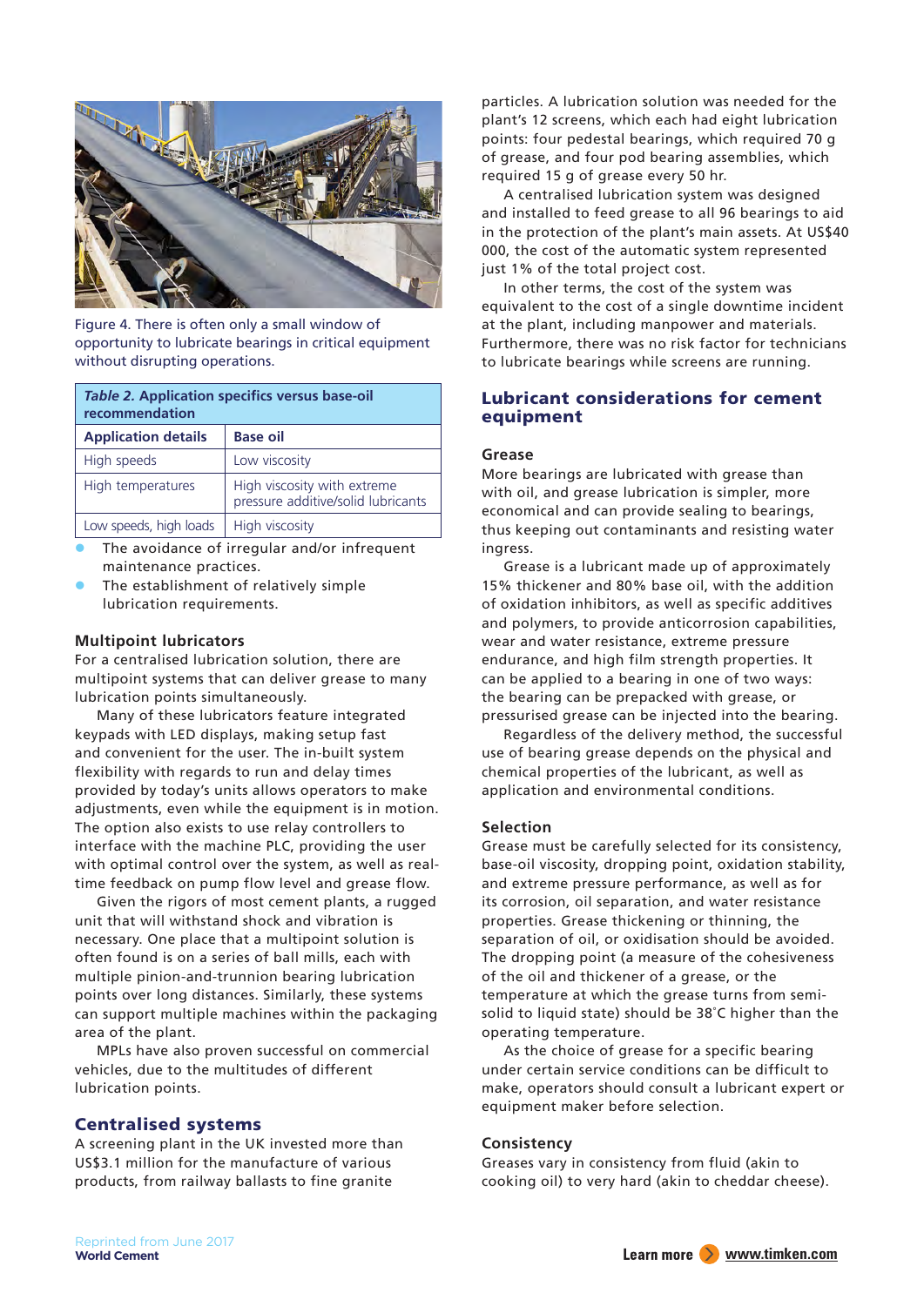Figure 4. There is often only a small window of opportunity to lubricate bearings in critical equipment without disrupting operations.

*Table 2.* **Application specifics versus base-oil recommendation**

| Application details | Base oil |
|---|---|
| High speeds | Low viscosity |
| High temperatures | High viscosity with extreme pressure additive/solid lubricants |
| Low speeds, high loads | High viscosity |

- The avoidance of irregular and/or infrequent maintenance practices.
- The establishment of relatively simple lubrication requirements.

### Multipoint lubricators

For a centralised lubrication solution, there are multipoint systems that can deliver grease to many lubrication points simultaneously.

Many of these lubricators feature integrated keypads with LED displays, making setup fast and convenient for the user. The in-built system flexibility with regards to run and delay times provided by today's units allows operators to make adjustments, even while the equipment is in motion. The option also exists to use relay controllers to interface with the machine PLC, providing the user with optimal control over the system, as well as real-time feedback on pump flow level and grease flow.

Given the rigors of most cement plants, a rugged unit that will withstand shock and vibration is necessary. One place that a multipoint solution is often found is on a series of ball mills, each with multiple pinion-and-trunnion bearing lubrication points over long distances. Similarly, these systems can support multiple machines within the packaging area of the plant.

MPLs have also proven successful on commercial vehicles, due to the multitudes of different lubrication points.

## Centralised systems

A screening plant in the UK invested more than US$3.1 million for the manufacture of various products, from railway ballasts to fine granite particles. A lubrication solution was needed for the plant's 12 screens, which each had eight lubrication points: four pedestal bearings, which required 70 g of grease, and four pod bearing assemblies, which required 15 g of grease every 50 hr.

A centralised lubrication system was designed and installed to feed grease to all 96 bearings to aid in the protection of the plant's main assets. At US$40 000, the cost of the automatic system represented just 1% of the total project cost.

In other terms, the cost of the system was equivalent to the cost of a single downtime incident at the plant, including manpower and materials. Furthermore, there was no risk factor for technicians to lubricate bearings while screens are running.

## Lubricant considerations for cement equipment

### Grease

More bearings are lubricated with grease than with oil, and grease lubrication is simpler, more economical and can provide sealing to bearings, thus keeping out contaminants and resisting water ingress.

Grease is a lubricant made up of approximately 15% thickener and 80% base oil, with the addition of oxidation inhibitors, as well as specific additives and polymers, to provide anticorrosion capabilities, wear and water resistance, extreme pressure endurance, and high film strength properties. It can be applied to a bearing in one of two ways: the bearing can be prepacked with grease, or pressurised grease can be injected into the bearing.

Regardless of the delivery method, the successful use of bearing grease depends on the physical and chemical properties of the lubricant, as well as application and environmental conditions.

### Selection

Grease must be carefully selected for its consistency, base-oil viscosity, dropping point, oxidation stability, and extreme pressure performance, as well as for its corrosion, oil separation, and water resistance properties. Grease thickening or thinning, the separation of oil, or oxidisation should be avoided. The dropping point (a measure of the cohesiveness of the oil and thickener of a grease, or the temperature at which the grease turns from semi-solid to liquid state) should be 38˚C higher than the operating temperature.

As the choice of grease for a specific bearing under certain service conditions can be difficult to make, operators should consult a lubricant expert or equipment maker before selection.

### Consistency

Greases vary in consistency from fluid (akin to cooking oil) to very hard (akin to cheddar cheese).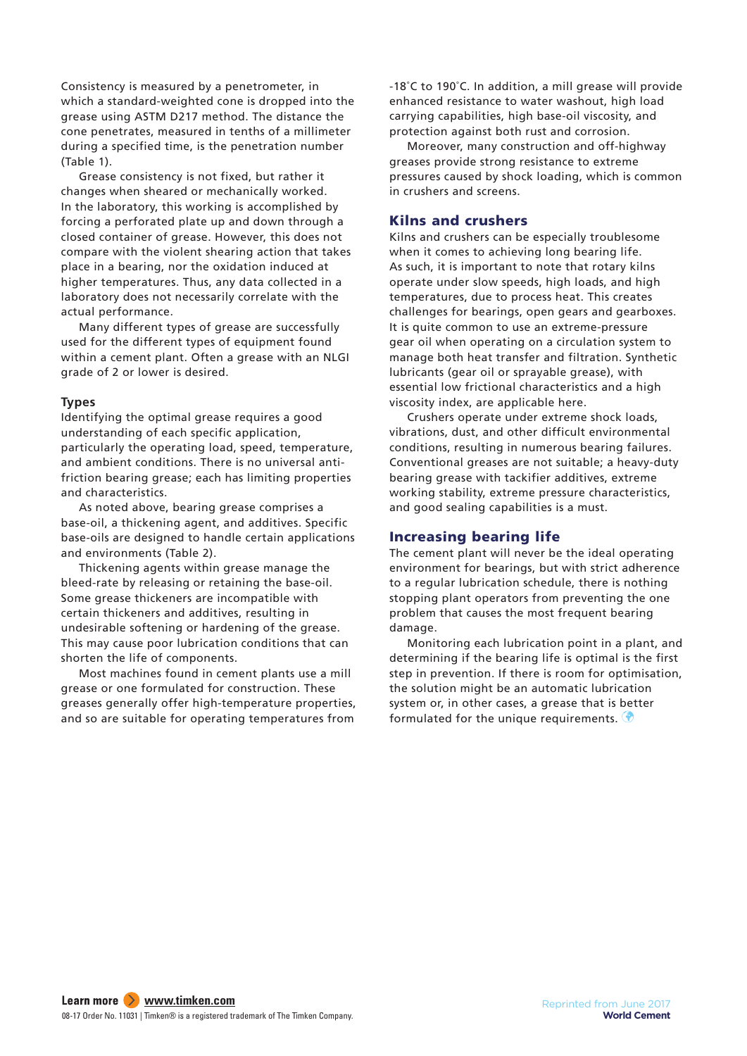Consistency is measured by a penetrometer, in which a standard-weighted cone is dropped into the grease using ASTM D217 method. The distance the cone penetrates, measured in tenths of a millimeter during a specified time, is the penetration number (Table 1).

Grease consistency is not fixed, but rather it changes when sheared or mechanically worked. In the laboratory, this working is accomplished by forcing a perforated plate up and down through a closed container of grease. However, this does not compare with the violent shearing action that takes place in a bearing, nor the oxidation induced at higher temperatures. Thus, any data collected in a laboratory does not necessarily correlate with the actual performance.

Many different types of grease are successfully used for the different types of equipment found within a cement plant. Often a grease with an NLGI grade of 2 or lower is desired.

### Types

Identifying the optimal grease requires a good understanding of each specific application, particularly the operating load, speed, temperature, and ambient conditions. There is no universal anti-friction bearing grease; each has limiting properties and characteristics.

As noted above, bearing grease comprises a base-oil, a thickening agent, and additives. Specific base-oils are designed to handle certain applications and environments (Table 2).

Thickening agents within grease manage the bleed-rate by releasing or retaining the base-oil. Some grease thickeners are incompatible with certain thickeners and additives, resulting in undesirable softening or hardening of the grease. This may cause poor lubrication conditions that can shorten the life of components.

Most machines found in cement plants use a mill grease or one formulated for construction. These greases generally offer high-temperature properties, and so are suitable for operating temperatures from -18˚C to 190˚C. In addition, a mill grease will provide enhanced resistance to water washout, high load carrying capabilities, high base-oil viscosity, and protection against both rust and corrosion.

Moreover, many construction and off-highway greases provide strong resistance to extreme pressures caused by shock loading, which is common in crushers and screens.

## Kilns and crushers

Kilns and crushers can be especially troublesome when it comes to achieving long bearing life. As such, it is important to note that rotary kilns operate under slow speeds, high loads, and high temperatures, due to process heat. This creates challenges for bearings, open gears and gearboxes. It is quite common to use an extreme-pressure gear oil when operating on a circulation system to manage both heat transfer and filtration. Synthetic lubricants (gear oil or sprayable grease), with essential low frictional characteristics and a high viscosity index, are applicable here.

Crushers operate under extreme shock loads, vibrations, dust, and other difficult environmental conditions, resulting in numerous bearing failures. Conventional greases are not suitable; a heavy-duty bearing grease with tackifier additives, extreme working stability, extreme pressure characteristics, and good sealing capabilities is a must.

## Increasing bearing life

The cement plant will never be the ideal operating environment for bearings, but with strict adherence to a regular lubrication schedule, there is nothing stopping plant operators from preventing the one problem that causes the most frequent bearing damage.

Monitoring each lubrication point in a plant, and determining if the bearing life is optimal is the first step in prevention. If there is room for optimisation, the solution might be an automatic lubrication system or, in other cases, a grease that is better formulated for the unique requirements.

**Learn more** www.timken.com

08-17 Order No. 11031 | Timken® is a registered trademark of The Timken Company.

Reprinted from June 2017 **World Cement**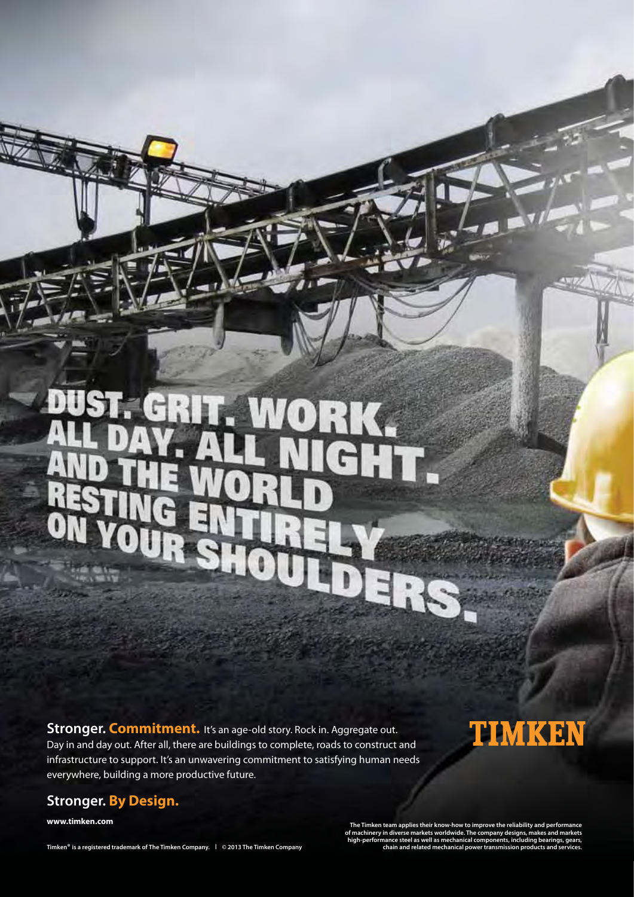# DUST. GRIT. WORK. ALL DAY. ALL NIGHT. AND THE WORLD RESTING ENTIRELY ON YOUR SHOULDERS.

**Stronger. Commitment.** It's an age-old story. Rock in. Aggregate out. Day in and day out. After all, there are buildings to complete, roads to construct and infrastructure to support. It's an unwavering commitment to satisfying human needs everywhere, building a more productive future.

**TIMKEN**

## Stronger. By Design.

**www.timken.com**

**The Timken team applies their know-how to improve the reliability and performance of machinery in diverse markets worldwide. The company designs, makes and markets high-performance steel as well as mechanical components, including bearings, gears, chain and related mechanical power transmission products and services.**

**Timken® is a registered trademark of The Timken Company. | © 2013 The Timken Company**